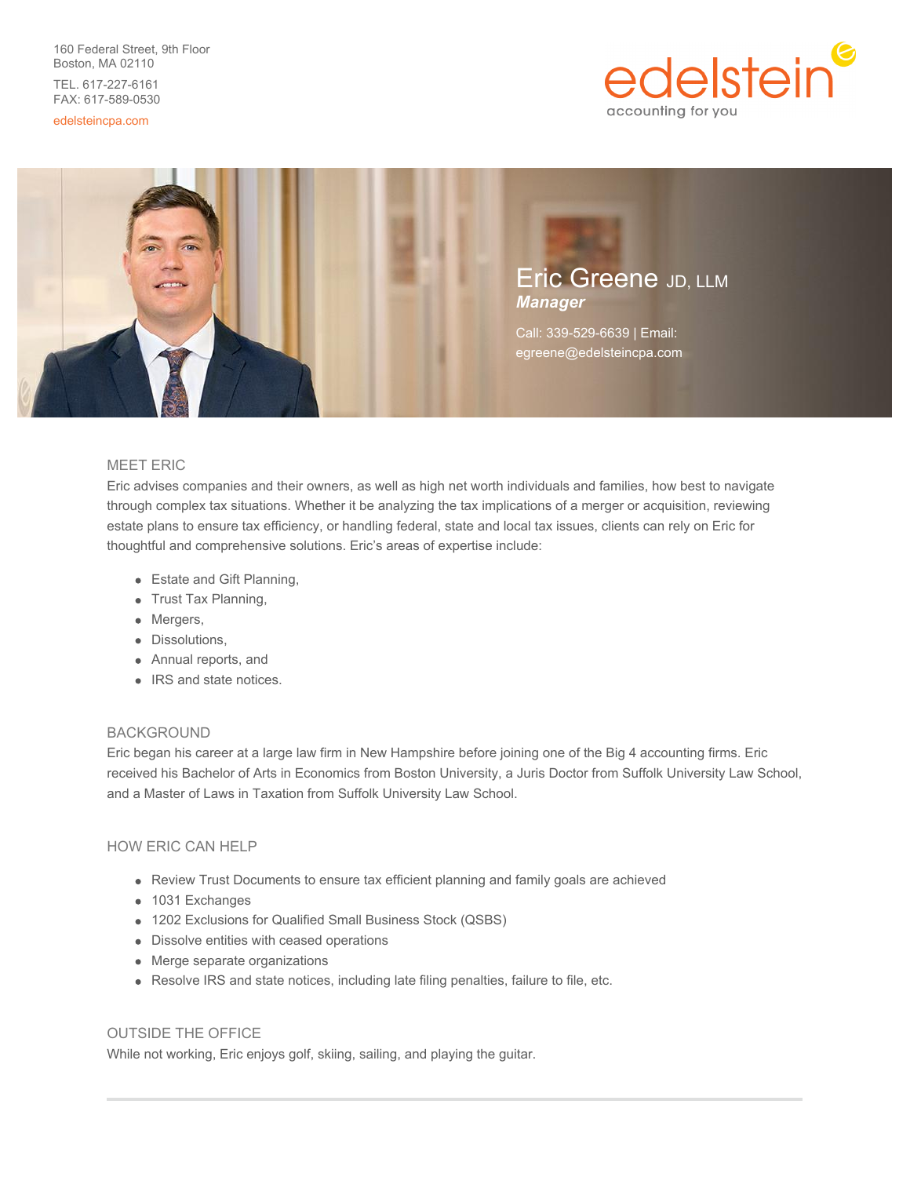160 Federal Street, 9th Floor
Boston, MA 02110

TEL. 617-227-6161
FAX: 617-589-0530

edelsteincpa.com

edelstein
accounting for you

# Eric Greene JD, LLM

***Manager***

Call: 339-529-6639 | Email: egreene@edelsteincpa.com

## MEET ERIC

Eric advises companies and their owners, as well as high net worth individuals and families, how best to navigate through complex tax situations. Whether it be analyzing the tax implications of a merger or acquisition, reviewing estate plans to ensure tax efficiency, or handling federal, state and local tax issues, clients can rely on Eric for thoughtful and comprehensive solutions. Eric's areas of expertise include:

- Estate and Gift Planning,
- Trust Tax Planning,
- Mergers,
- Dissolutions,
- Annual reports, and
- IRS and state notices.

## BACKGROUND

Eric began his career at a large law firm in New Hampshire before joining one of the Big 4 accounting firms. Eric received his Bachelor of Arts in Economics from Boston University, a Juris Doctor from Suffolk University Law School, and a Master of Laws in Taxation from Suffolk University Law School.

## HOW ERIC CAN HELP

- Review Trust Documents to ensure tax efficient planning and family goals are achieved
- 1031 Exchanges
- 1202 Exclusions for Qualified Small Business Stock (QSBS)
- Dissolve entities with ceased operations
- Merge separate organizations
- Resolve IRS and state notices, including late filing penalties, failure to file, etc.

## OUTSIDE THE OFFICE

While not working, Eric enjoys golf, skiing, sailing, and playing the guitar.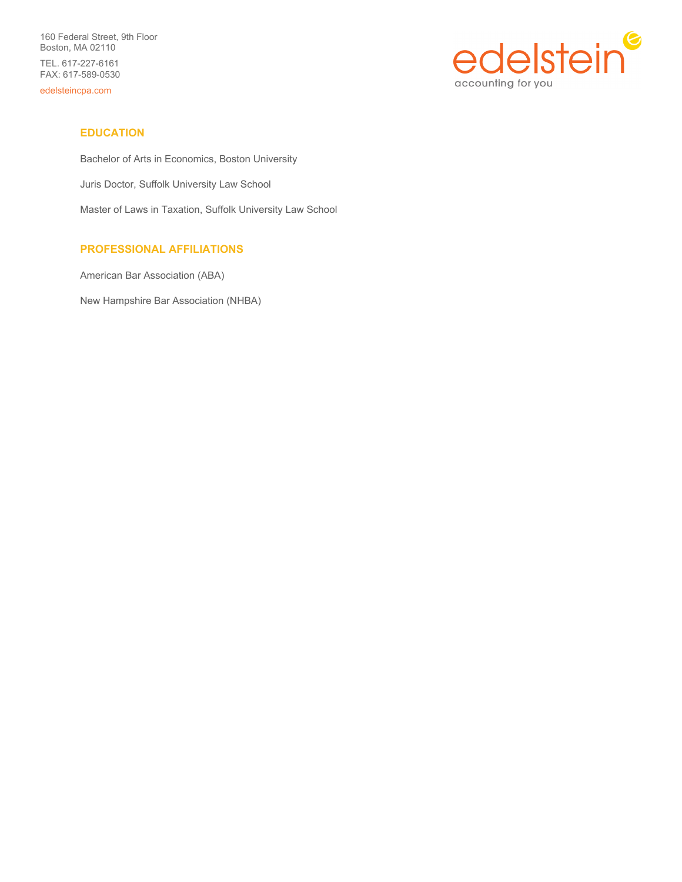160 Federal Street, 9th Floor
Boston, MA 02110

TEL. 617-227-6161
FAX: 617-589-0530

edelsteincpa.com

edelstein
accounting for you

## EDUCATION

Bachelor of Arts in Economics, Boston University

Juris Doctor, Suffolk University Law School

Master of Laws in Taxation, Suffolk University Law School

## PROFESSIONAL AFFILIATIONS

American Bar Association (ABA)

New Hampshire Bar Association (NHBA)